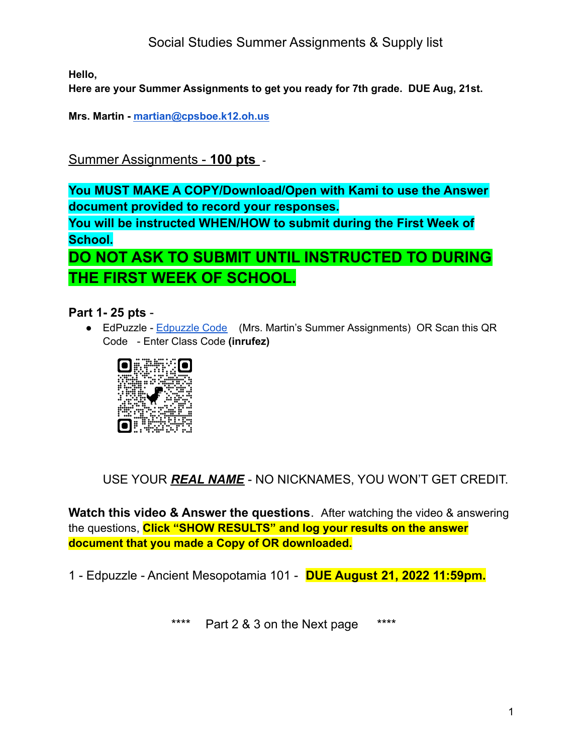# Social Studies Summer Assignments & Supply list

**Hello,**
**Here are your Summer Assignments to get you ready for 7th grade. DUE Aug, 21st.**

**Mrs. Martin - martian@cpsboe.k12.oh.us**

## Summer Assignments - **100 pts** -

**You MUST MAKE A COPY/Download/Open with Kami to use the Answer document provided to record your responses.**
**You will be instructed WHEN/HOW to submit during the First Week of School.**

**DO NOT ASK TO SUBMIT UNTIL INSTRUCTED TO DURING THE FIRST WEEK OF SCHOOL.**

### Part 1- 25 pts -

- EdPuzzle - Edpuzzle Code (Mrs. Martin's Summer Assignments) OR Scan this QR Code - Enter Class Code **(inrufez)**

USE YOUR ***REAL NAME*** - NO NICKNAMES, YOU WON'T GET CREDIT.

**Watch this video & Answer the questions**. After watching the video & answering the questions, **Click "SHOW RESULTS" and log your results on the answer document that you made a Copy of OR downloaded.**

1 - Edpuzzle - Ancient Mesopotamia 101 - **DUE August 21, 2022 11:59pm.**

**** Part 2 & 3 on the Next page ****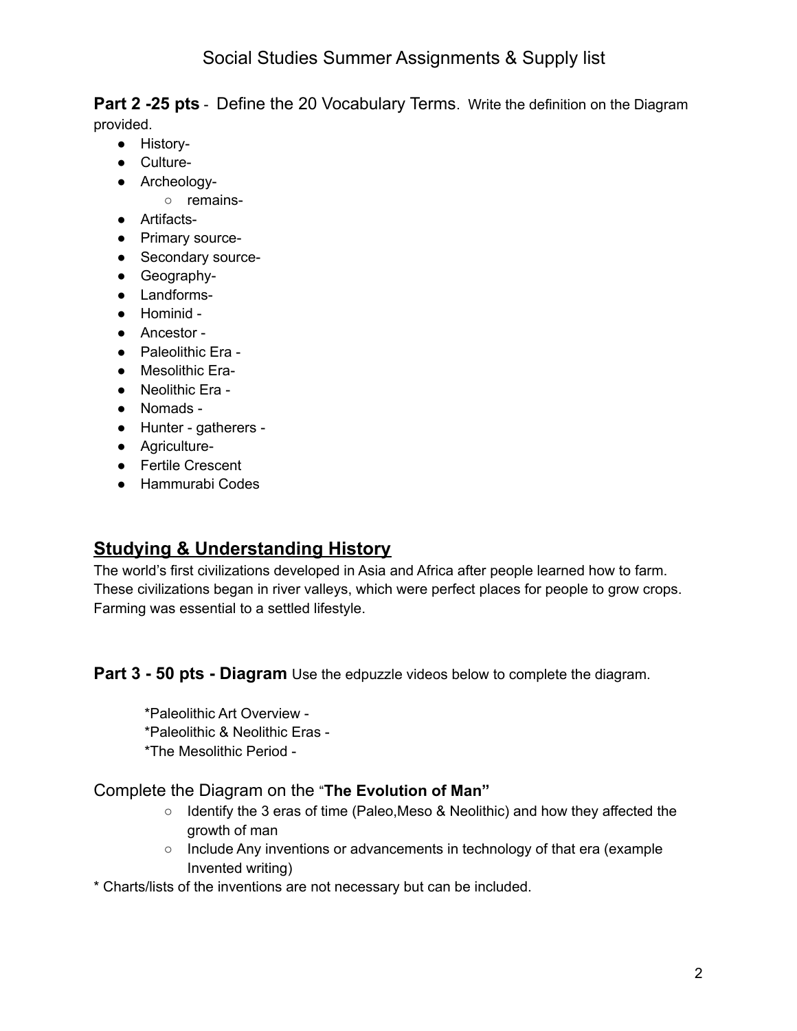# Social Studies Summer Assignments & Supply list

**Part 2 -25 pts** - Define the 20 Vocabulary Terms. Write the definition on the Diagram provided.

- History-
- Culture-
- Archeology-
  - remains-
- Artifacts-
- Primary source-
- Secondary source-
- Geography-
- Landforms-
- Hominid -
- Ancestor -
- Paleolithic Era -
- Mesolithic Era-
- Neolithic Era -
- Nomads -
- Hunter - gatherers -
- Agriculture-
- Fertile Crescent
- Hammurabi Codes

## Studying & Understanding History

The world's first civilizations developed in Asia and Africa after people learned how to farm. These civilizations began in river valleys, which were perfect places for people to grow crops. Farming was essential to a settled lifestyle.

**Part 3 - 50 pts - Diagram** Use the edpuzzle videos below to complete the diagram.

*Paleolithic Art Overview -
*Paleolithic & Neolithic Eras -
*The Mesolithic Period -

Complete the Diagram on the "**The Evolution of Man"**

- Identify the 3 eras of time (Paleo,Meso & Neolithic) and how they affected the growth of man
- Include Any inventions or advancements in technology of that era (example Invented writing)

* Charts/lists of the inventions are not necessary but can be included.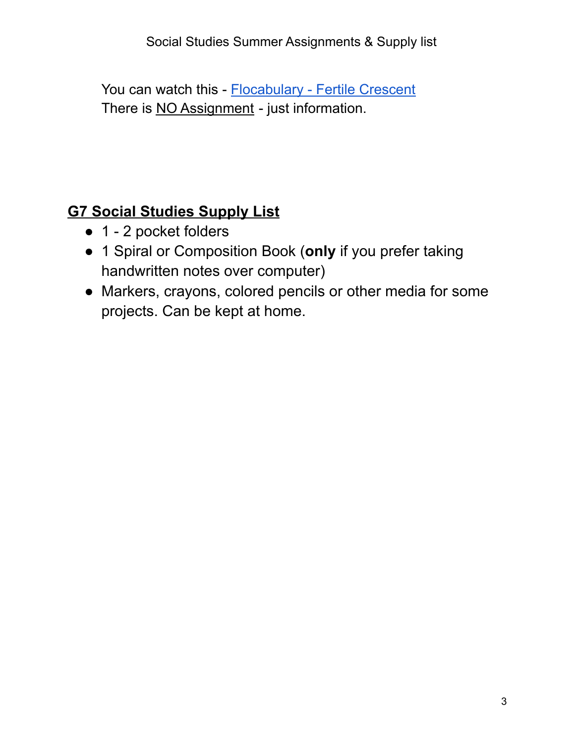You can watch this - [Flocabulary - Fertile Crescent]
There is NO Assignment - just information.

## G7 Social Studies Supply List

- 1 - 2 pocket folders
- 1 Spiral or Composition Book (**only** if you prefer taking handwritten notes over computer)
- Markers, crayons, colored pencils or other media for some projects. Can be kept at home.